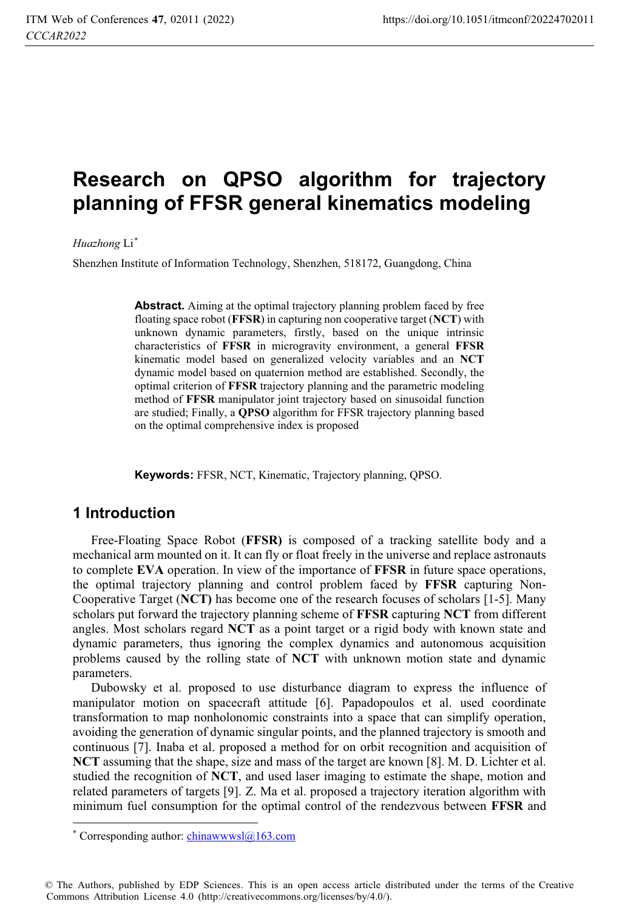# Research on QPSO algorithm for trajectory planning of FFSR general kinematics modeling

*Huazhong* Li*

Shenzhen Institute of Information Technology, Shenzhen, 518172, Guangdong, China

**Abstract.** Aiming at the optimal trajectory planning problem faced by free floating space robot (**FFSR**) in capturing non cooperative target (**NCT**) with unknown dynamic parameters, firstly, based on the unique intrinsic characteristics of **FFSR** in microgravity environment, a general **FFSR** kinematic model based on generalized velocity variables and an **NCT** dynamic model based on quaternion method are established. Secondly, the optimal criterion of **FFSR** trajectory planning and the parametric modeling method of **FFSR** manipulator joint trajectory based on sinusoidal function are studied; Finally, a **QPSO** algorithm for FFSR trajectory planning based on the optimal comprehensive index is proposed

**Keywords:** FFSR, NCT, Kinematic, Trajectory planning, QPSO.

## 1 Introduction

Free-Floating Space Robot (**FFSR)** is composed of a tracking satellite body and a mechanical arm mounted on it. It can fly or float freely in the universe and replace astronauts to complete **EVA** operation. In view of the importance of **FFSR** in future space operations, the optimal trajectory planning and control problem faced by **FFSR** capturing Non-Cooperative Target (**NCT)** has become one of the research focuses of scholars [1-5]. Many scholars put forward the trajectory planning scheme of **FFSR** capturing **NCT** from different angles. Most scholars regard **NCT** as a point target or a rigid body with known state and dynamic parameters, thus ignoring the complex dynamics and autonomous acquisition problems caused by the rolling state of **NCT** with unknown motion state and dynamic parameters.

Dubowsky et al. proposed to use disturbance diagram to express the influence of manipulator motion on spacecraft attitude [6]. Papadopoulos et al. used coordinate transformation to map nonholonomic constraints into a space that can simplify operation, avoiding the generation of dynamic singular points, and the planned trajectory is smooth and continuous [7]. Inaba et al. proposed a method for on orbit recognition and acquisition of **NCT** assuming that the shape, size and mass of the target are known [8]. M. D. Lichter et al. studied the recognition of **NCT**, and used laser imaging to estimate the shape, motion and related parameters of targets [9]. Z. Ma et al. proposed a trajectory iteration algorithm with minimum fuel consumption for the optimal control of the rendezvous between **FFSR** and

* Corresponding author: chinawwwsl@163.com

© The Authors, published by EDP Sciences. This is an open access article distributed under the terms of the Creative Commons Attribution License 4.0 (http://creativecommons.org/licenses/by/4.0/).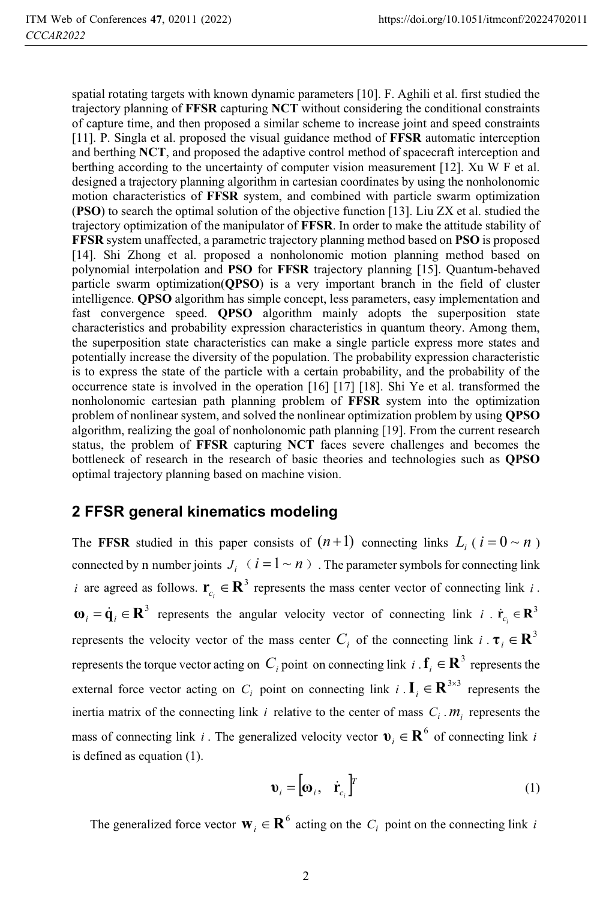spatial rotating targets with known dynamic parameters [10]. F. Aghili et al. first studied the trajectory planning of **FFSR** capturing **NCT** without considering the conditional constraints of capture time, and then proposed a similar scheme to increase joint and speed constraints [11]. P. Singla et al. proposed the visual guidance method of **FFSR** automatic interception and berthing **NCT**, and proposed the adaptive control method of spacecraft interception and berthing according to the uncertainty of computer vision measurement [12]. Xu W F et al. designed a trajectory planning algorithm in cartesian coordinates by using the nonholonomic motion characteristics of **FFSR** system, and combined with particle swarm optimization (**PSO**) to search the optimal solution of the objective function [13]. Liu ZX et al. studied the trajectory optimization of the manipulator of **FFSR**. In order to make the attitude stability of **FFSR** system unaffected, a parametric trajectory planning method based on **PSO** is proposed [14]. Shi Zhong et al. proposed a nonholonomic motion planning method based on polynomial interpolation and **PSO** for **FFSR** trajectory planning [15]. Quantum-behaved particle swarm optimization(**QPSO**) is a very important branch in the field of cluster intelligence. **QPSO** algorithm has simple concept, less parameters, easy implementation and fast convergence speed. **QPSO** algorithm mainly adopts the superposition state characteristics and probability expression characteristics in quantum theory. Among them, the superposition state characteristics can make a single particle express more states and potentially increase the diversity of the population. The probability expression characteristic is to express the state of the particle with a certain probability, and the probability of the occurrence state is involved in the operation [16] [17] [18]. Shi Ye et al. transformed the nonholonomic cartesian path planning problem of **FFSR** system into the optimization problem of nonlinear system, and solved the nonlinear optimization problem by using **QPSO** algorithm, realizing the goal of nonholonomic path planning [19]. From the current research status, the problem of **FFSR** capturing **NCT** faces severe challenges and becomes the bottleneck of research in the research of basic theories and technologies such as **QPSO** optimal trajectory planning based on machine vision.

## 2 FFSR general kinematics modeling

The **FFSR** studied in this paper consists of $(n+1)$ connecting links $L_i$ ( $i=0\sim n$ ) connected by n number joints $J_i$ （$i=1\sim n$）. The parameter symbols for connecting link $i$ are agreed as follows. $\mathbf{r}_{c_i}\in\mathbf{R}^3$ represents the mass center vector of connecting link $i$. $\boldsymbol{\omega}_i=\dot{\mathbf{q}}_i\in\mathbf{R}^3$ represents the angular velocity vector of connecting link $i$. $\dot{\mathbf{r}}_{c_i}\in\mathbf{R}^3$ represents the velocity vector of the mass center $C_i$ of the connecting link $i$. $\boldsymbol{\tau}_i\in\mathbf{R}^3$ represents the torque vector acting on $C_i$ point on connecting link $i$. $\mathbf{f}_i\in\mathbf{R}^3$ represents the external force vector acting on $C_i$ point on connecting link $i$. $\mathbf{I}_i\in\mathbf{R}^{3\times3}$ represents the inertia matrix of the connecting link $i$ relative to the center of mass $C_i$. $m_i$ represents the mass of connecting link $i$. The generalized velocity vector $\boldsymbol{\upsilon}_i\in\mathbf{R}^6$ of connecting link $i$ is defined as equation (1).

$$\boldsymbol{\upsilon}_i=\left[\boldsymbol{\omega}_i,\quad \dot{\mathbf{r}}_{c_i}\right]^T \tag{1}$$

The generalized force vector $\mathbf{w}_i\in\mathbf{R}^6$ acting on the $C_i$ point on the connecting link $i$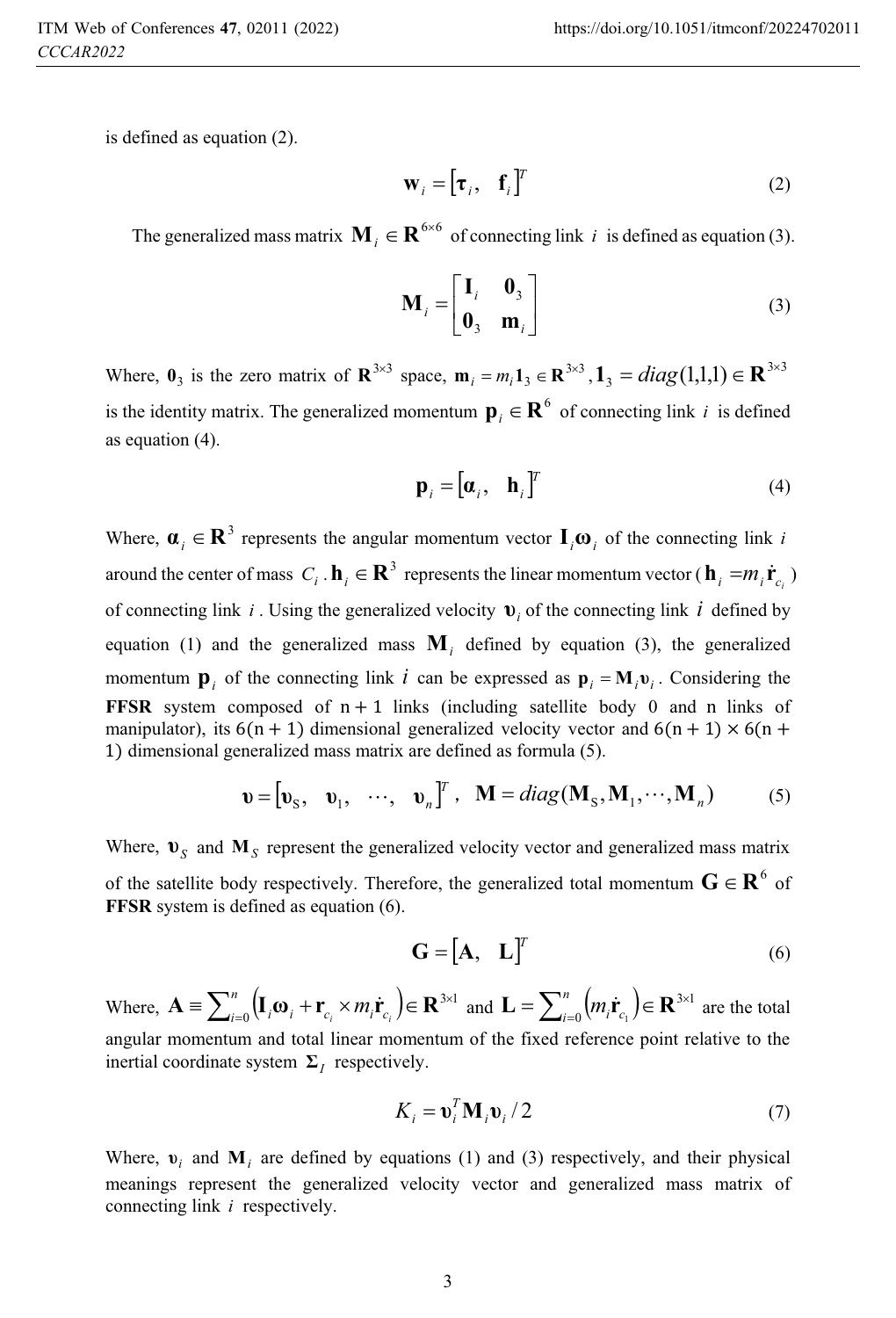is defined as equation (2).

$$\mathbf{w}_i = [\boldsymbol{\tau}_i, \quad \mathbf{f}_i]^T \tag{2}$$

The generalized mass matrix $\mathbf{M}_i \in \mathbf{R}^{6\times6}$ of connecting link $i$ is defined as equation (3).

$$\mathbf{M}_i = \begin{bmatrix} \mathbf{I}_i & \mathbf{0}_3 \\ \mathbf{0}_3 & \mathbf{m}_i \end{bmatrix} \tag{3}$$

Where, $\mathbf{0}_3$ is the zero matrix of $\mathbf{R}^{3\times3}$ space, $\mathbf{m}_i = m_i \mathbf{1}_3 \in \mathbf{R}^{3\times3}$, $\mathbf{1}_3 = diag(1,1,1) \in \mathbf{R}^{3\times3}$ is the identity matrix. The generalized momentum $\mathbf{p}_i \in \mathbf{R}^6$ of connecting link $i$ is defined as equation (4).

$$\mathbf{p}_i = [\boldsymbol{\alpha}_i, \quad \mathbf{h}_i]^T \tag{4}$$

Where, $\boldsymbol{\alpha}_i \in \mathbf{R}^3$ represents the angular momentum vector $\mathbf{I}_i \boldsymbol{\omega}_i$ of the connecting link $i$ around the center of mass $C_i$. $\mathbf{h}_i \in \mathbf{R}^3$ represents the linear momentum vector ($\mathbf{h}_i = m_i \dot{\mathbf{r}}_{c_i}$) of connecting link $i$. Using the generalized velocity $\boldsymbol{\upsilon}_i$ of the connecting link $i$ defined by equation (1) and the generalized mass $\mathbf{M}_i$ defined by equation (3), the generalized momentum $\mathbf{p}_i$ of the connecting link $i$ can be expressed as $\mathbf{p}_i = \mathbf{M}_i \boldsymbol{\upsilon}_i$. Considering the **FFSR** system composed of $n + 1$ links (including satellite body 0 and n links of manipulator), its $6(n + 1)$ dimensional generalized velocity vector and $6(n + 1) \times 6(n + 1)$ dimensional generalized mass matrix are defined as formula (5).

$$\boldsymbol{\upsilon} = [\boldsymbol{\upsilon}_S, \quad \boldsymbol{\upsilon}_1, \quad \cdots, \quad \boldsymbol{\upsilon}_n]^T, \quad \mathbf{M} = diag(\mathbf{M}_S, \mathbf{M}_1, \cdots, \mathbf{M}_n) \tag{5}$$

Where, $\boldsymbol{\upsilon}_S$ and $\mathbf{M}_S$ represent the generalized velocity vector and generalized mass matrix of the satellite body respectively. Therefore, the generalized total momentum $\mathbf{G} \in \mathbf{R}^6$ of **FFSR** system is defined as equation (6).

$$\mathbf{G} = [\mathbf{A}, \quad \mathbf{L}]^T \tag{6}$$

Where, $\mathbf{A} \equiv \sum_{i=0}^{n} \left( \mathbf{I}_i \boldsymbol{\omega}_i + \mathbf{r}_{c_i} \times m_i \dot{\mathbf{r}}_{c_i} \right) \in \mathbf{R}^{3\times1}$ and $\mathbf{L} = \sum_{i=0}^{n} \left( m_i \dot{\mathbf{r}}_{c_1} \right) \in \mathbf{R}^{3\times1}$ are the total angular momentum and total linear momentum of the fixed reference point relative to the inertial coordinate system $\boldsymbol{\Sigma}_I$ respectively.

$$K_i = \boldsymbol{\upsilon}_i^T \mathbf{M}_i \boldsymbol{\upsilon}_i / 2 \tag{7}$$

Where, $\boldsymbol{\upsilon}_i$ and $\mathbf{M}_i$ are defined by equations (1) and (3) respectively, and their physical meanings represent the generalized velocity vector and generalized mass matrix of connecting link $i$ respectively.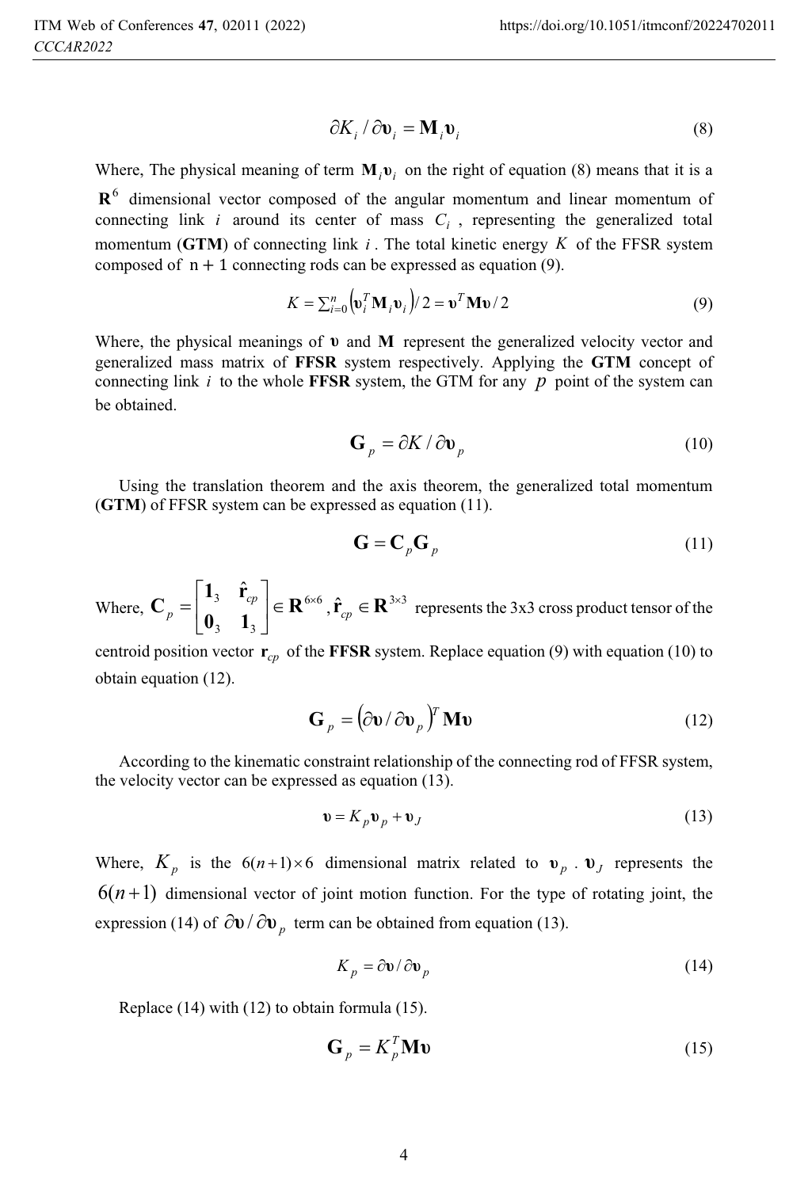$$\partial K_i / \partial \mathbf{\upsilon}_i = \mathbf{M}_i \mathbf{\upsilon}_i \tag{8}$$

Where, The physical meaning of term $\mathbf{M}_i \mathbf{\upsilon}_i$ on the right of equation (8) means that it is a $\mathbf{R}^6$ dimensional vector composed of the angular momentum and linear momentum of connecting link $i$ around its center of mass $C_i$, representing the generalized total momentum (**GTM**) of connecting link $i$. The total kinetic energy $K$ of the FFSR system composed of $n+1$ connecting rods can be expressed as equation (9).

$$K = \sum_{i=0}^{n} \left( \mathbf{\upsilon}_i^T \mathbf{M}_i \mathbf{\upsilon}_i \right) / 2 = \mathbf{\upsilon}^T \mathbf{M} \mathbf{\upsilon} / 2 \tag{9}$$

Where, the physical meanings of $\mathbf{\upsilon}$ and $\mathbf{M}$ represent the generalized velocity vector and generalized mass matrix of **FFSR** system respectively. Applying the **GTM** concept of connecting link $i$ to the whole **FFSR** system, the GTM for any $p$ point of the system can be obtained.

$$\mathbf{G}_p = \partial K / \partial \mathbf{\upsilon}_p \tag{10}$$

Using the translation theorem and the axis theorem, the generalized total momentum (**GTM**) of FFSR system can be expressed as equation (11).

$$\mathbf{G} = \mathbf{C}_p \mathbf{G}_p \tag{11}$$

Where, $\mathbf{C}_p = \begin{bmatrix} \mathbf{1}_3 & \hat{\mathbf{r}}_{cp} \\ \mathbf{0}_3 & \mathbf{1}_3 \end{bmatrix} \in \mathbf{R}^{6\times6}$, $\hat{\mathbf{r}}_{cp} \in \mathbf{R}^{3\times3}$ represents the 3x3 cross product tensor of the centroid position vector $\mathbf{r}_{cp}$ of the **FFSR** system. Replace equation (9) with equation (10) to obtain equation (12).

$$\mathbf{G}_p = \left( \partial \mathbf{\upsilon} / \partial \mathbf{\upsilon}_p \right)^T \mathbf{M} \mathbf{\upsilon} \tag{12}$$

According to the kinematic constraint relationship of the connecting rod of FFSR system, the velocity vector can be expressed as equation (13).

$$\mathbf{\upsilon} = K_p \mathbf{\upsilon}_p + \mathbf{\upsilon}_J \tag{13}$$

Where, $K_p$ is the $6(n+1)\times 6$ dimensional matrix related to $\mathbf{\upsilon}_p$. $\mathbf{\upsilon}_J$ represents the $6(n+1)$ dimensional vector of joint motion function. For the type of rotating joint, the expression (14) of $\partial \mathbf{\upsilon} / \partial \mathbf{\upsilon}_p$ term can be obtained from equation (13).

$$K_p = \partial \mathbf{\upsilon} / \partial \mathbf{\upsilon}_p \tag{14}$$

Replace (14) with (12) to obtain formula (15).

$$\mathbf{G}_p = K_p^T \mathbf{M} \mathbf{\upsilon} \tag{15}$$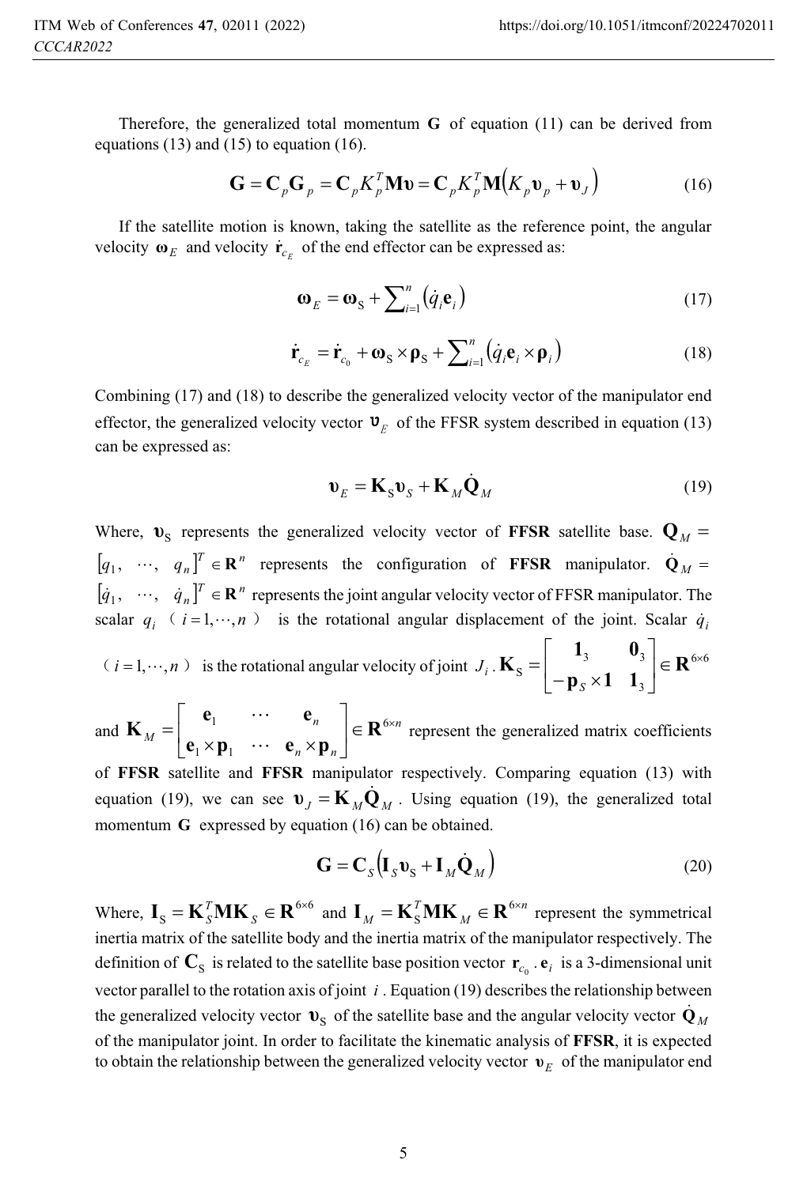Therefore, the generalized total momentum $\mathbf{G}$ of equation (11) can be derived from equations (13) and (15) to equation (16).

$$\mathbf{G} = \mathbf{C}_p \mathbf{G}_p = \mathbf{C}_p K_p^T \mathbf{M} \boldsymbol{\upsilon} = \mathbf{C}_p K_p^T \mathbf{M} \left( K_p \boldsymbol{\upsilon}_p + \boldsymbol{\upsilon}_J \right) \tag{16}$$

If the satellite motion is known, taking the satellite as the reference point, the angular velocity $\boldsymbol{\omega}_E$ and velocity $\dot{\mathbf{r}}_{c_E}$ of the end effector can be expressed as:

$$\boldsymbol{\omega}_E = \boldsymbol{\omega}_S + \sum_{i=1}^{n} \left( \dot{q}_i \mathbf{e}_i \right) \tag{17}$$

$$\dot{\mathbf{r}}_{c_E} = \dot{\mathbf{r}}_{c_0} + \boldsymbol{\omega}_S \times \boldsymbol{\rho}_S + \sum_{i=1}^{n} \left( \dot{q}_i \mathbf{e}_i \times \boldsymbol{\rho}_i \right) \tag{18}$$

Combining (17) and (18) to describe the generalized velocity vector of the manipulator end effector, the generalized velocity vector $\boldsymbol{\upsilon}_E$ of the FFSR system described in equation (13) can be expressed as:

$$\boldsymbol{\upsilon}_E = \mathbf{K}_S \boldsymbol{\upsilon}_S + \mathbf{K}_M \dot{\mathbf{Q}}_M \tag{19}$$

Where, $\boldsymbol{\upsilon}_S$ represents the generalized velocity vector of **FFSR** satellite base. $\mathbf{Q}_M = [q_1, \ \cdots, \ q_n]^T \in \mathbf{R}^n$ represents the configuration of **FFSR** manipulator. $\dot{\mathbf{Q}}_M = [\dot{q}_1, \ \cdots, \ \dot{q}_n]^T \in \mathbf{R}^n$ represents the joint angular velocity vector of FFSR manipulator. The scalar $q_i$ ($i = 1, \cdots, n$) is the rotational angular displacement of the joint. Scalar $\dot{q}_i$ ($i = 1, \cdots, n$) is the rotational angular velocity of joint $J_i$. $\mathbf{K}_S = \begin{bmatrix} \mathbf{1}_3 & \mathbf{0}_3 \\ -\mathbf{p}_S \times \mathbf{1} & \mathbf{1}_3 \end{bmatrix} \in \mathbf{R}^{6 \times 6}$ and $\mathbf{K}_M = \begin{bmatrix} \mathbf{e}_1 & \cdots & \mathbf{e}_n \\ \mathbf{e}_1 \times \mathbf{p}_1 & \cdots & \mathbf{e}_n \times \mathbf{p}_n \end{bmatrix} \in \mathbf{R}^{6 \times n}$ represent the generalized matrix coefficients of **FFSR** satellite and **FFSR** manipulator respectively. Comparing equation (13) with equation (19), we can see $\boldsymbol{\upsilon}_J = \mathbf{K}_M \dot{\mathbf{Q}}_M$. Using equation (19), the generalized total momentum $\mathbf{G}$ expressed by equation (16) can be obtained.

$$\mathbf{G} = \mathbf{C}_S \left( \mathbf{I}_S \boldsymbol{\upsilon}_S + \mathbf{I}_M \dot{\mathbf{Q}}_M \right) \tag{20}$$

Where, $\mathbf{I}_S = \mathbf{K}_S^T \mathbf{M} \mathbf{K}_S \in \mathbf{R}^{6 \times 6}$ and $\mathbf{I}_M = \mathbf{K}_S^T \mathbf{M} \mathbf{K}_M \in \mathbf{R}^{6 \times n}$ represent the symmetrical inertia matrix of the satellite body and the inertia matrix of the manipulator respectively. The definition of $\mathbf{C}_S$ is related to the satellite base position vector $\mathbf{r}_{c_0}$. $\mathbf{e}_i$ is a 3-dimensional unit vector parallel to the rotation axis of joint $i$. Equation (19) describes the relationship between the generalized velocity vector $\boldsymbol{\upsilon}_S$ of the satellite base and the angular velocity vector $\dot{\mathbf{Q}}_M$ of the manipulator joint. In order to facilitate the kinematic analysis of **FFSR**, it is expected to obtain the relationship between the generalized velocity vector $\boldsymbol{\upsilon}_E$ of the manipulator end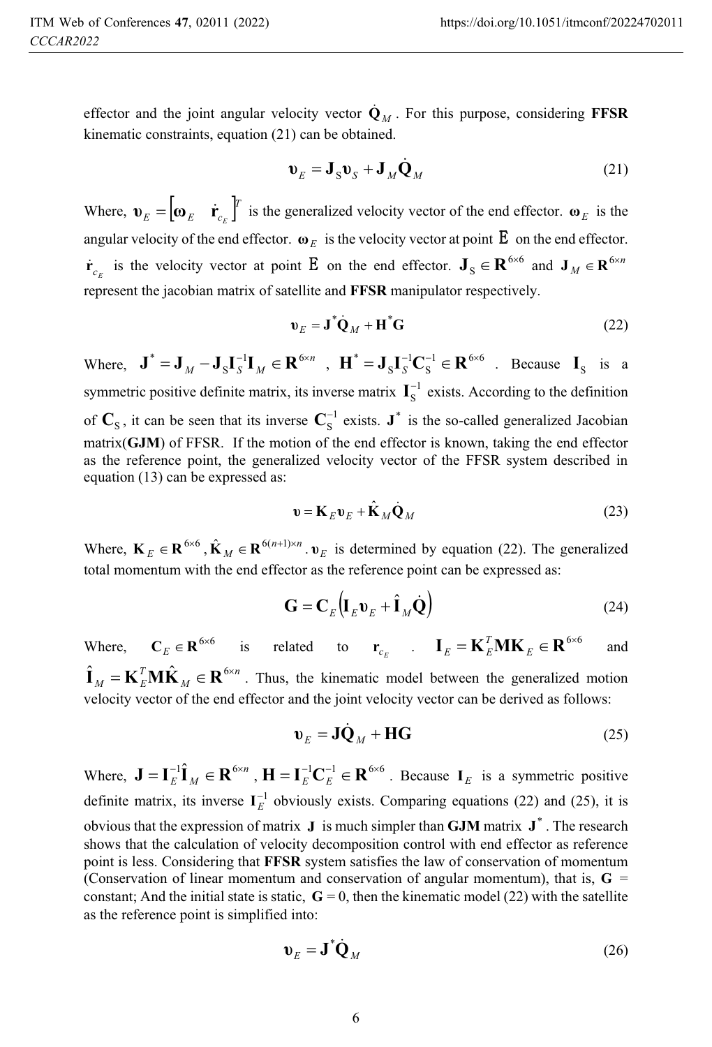effector and the joint angular velocity vector $\dot{\mathbf{Q}}_M$. For this purpose, considering **FFSR** kinematic constraints, equation (21) can be obtained.

$$\boldsymbol{\upsilon}_E = \mathbf{J}_S \boldsymbol{\upsilon}_S + \mathbf{J}_M \dot{\mathbf{Q}}_M \tag{21}$$

Where, $\boldsymbol{\upsilon}_E = \begin{bmatrix} \boldsymbol{\omega}_E & \dot{\mathbf{r}}_{c_E} \end{bmatrix}^T$ is the generalized velocity vector of the end effector. $\boldsymbol{\omega}_E$ is the angular velocity of the end effector. $\boldsymbol{\omega}_E$ is the velocity vector at point E on the end effector. $\dot{\mathbf{r}}_{c_E}$ is the velocity vector at point E on the end effector. $\mathbf{J}_S \in \mathbf{R}^{6\times 6}$ and $\mathbf{J}_M \in \mathbf{R}^{6\times n}$ represent the jacobian matrix of satellite and **FFSR** manipulator respectively.

$$\boldsymbol{\upsilon}_E = \mathbf{J}^* \dot{\mathbf{Q}}_M + \mathbf{H}^* \mathbf{G} \tag{22}$$

Where, $\mathbf{J}^* = \mathbf{J}_M - \mathbf{J}_S \mathbf{I}_S^{-1} \mathbf{I}_M \in \mathbf{R}^{6\times n}$, $\mathbf{H}^* = \mathbf{J}_S \mathbf{I}_S^{-1} \mathbf{C}_S^{-1} \in \mathbf{R}^{6\times 6}$. Because $\mathbf{I}_S$ is a symmetric positive definite matrix, its inverse matrix $\mathbf{I}_S^{-1}$ exists. According to the definition of $\mathbf{C}_S$, it can be seen that its inverse $\mathbf{C}_S^{-1}$ exists. $\mathbf{J}^*$ is the so-called generalized Jacobian matrix(**GJM**) of FFSR. If the motion of the end effector is known, taking the end effector as the reference point, the generalized velocity vector of the FFSR system described in equation (13) can be expressed as:

$$\boldsymbol{\upsilon} = \mathbf{K}_E \boldsymbol{\upsilon}_E + \hat{\mathbf{K}}_M \dot{\mathbf{Q}}_M \tag{23}$$

Where, $\mathbf{K}_E \in \mathbf{R}^{6\times 6}$, $\hat{\mathbf{K}}_M \in \mathbf{R}^{6(n+1)\times n}$. $\boldsymbol{\upsilon}_E$ is determined by equation (22). The generalized total momentum with the end effector as the reference point can be expressed as:

$$\mathbf{G} = \mathbf{C}_E \left( \mathbf{I}_E \boldsymbol{\upsilon}_E + \hat{\mathbf{I}}_M \dot{\mathbf{Q}} \right) \tag{24}$$

Where, $\mathbf{C}_E \in \mathbf{R}^{6\times 6}$ is related to $\mathbf{r}_{c_E}$. $\mathbf{I}_E = \mathbf{K}_E^T \mathbf{M} \mathbf{K}_E \in \mathbf{R}^{6\times 6}$ and $\hat{\mathbf{I}}_M = \mathbf{K}_E^T \mathbf{M} \hat{\mathbf{K}}_M \in \mathbf{R}^{6\times n}$. Thus, the kinematic model between the generalized motion velocity vector of the end effector and the joint velocity vector can be derived as follows:

$$\boldsymbol{\upsilon}_E = \mathbf{J} \dot{\mathbf{Q}}_M + \mathbf{H} \mathbf{G} \tag{25}$$

Where, $\mathbf{J} = \mathbf{I}_E^{-1} \hat{\mathbf{I}}_M \in \mathbf{R}^{6\times n}$, $\mathbf{H} = \mathbf{I}_E^{-1} \mathbf{C}_E^{-1} \in \mathbf{R}^{6\times 6}$. Because $\mathbf{I}_E$ is a symmetric positive definite matrix, its inverse $\mathbf{I}_E^{-1}$ obviously exists. Comparing equations (22) and (25), it is obvious that the expression of matrix $\mathbf{J}$ is much simpler than **GJM** matrix $\mathbf{J}^*$. The research shows that the calculation of velocity decomposition control with end effector as reference point is less. Considering that **FFSR** system satisfies the law of conservation of momentum (Conservation of linear momentum and conservation of angular momentum), that is, $\mathbf{G}$ = constant; And the initial state is static, $\mathbf{G} = 0$, then the kinematic model (22) with the satellite as the reference point is simplified into:

$$\boldsymbol{\upsilon}_E = \mathbf{J}^* \dot{\mathbf{Q}}_M \tag{26}$$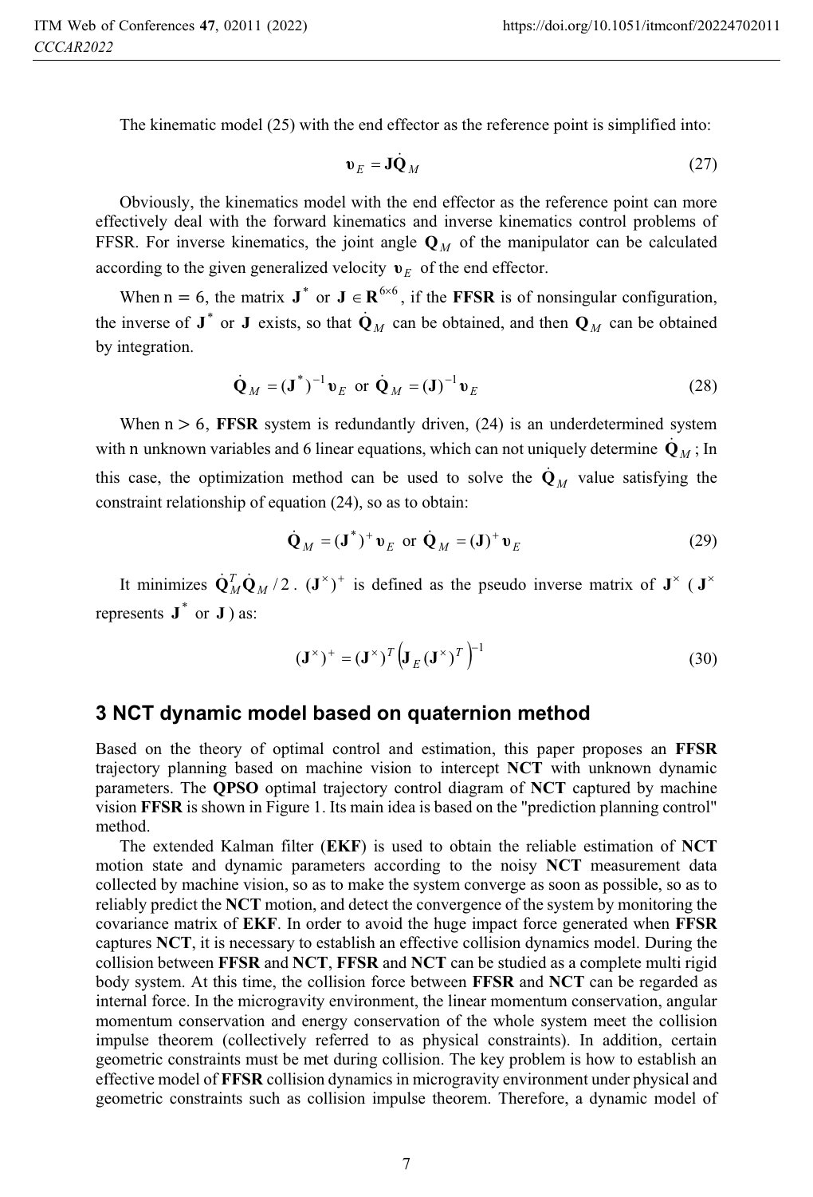The kinematic model (25) with the end effector as the reference point is simplified into:

$$\boldsymbol{\upsilon}_E = \mathbf{J}\dot{\mathbf{Q}}_M \tag{27}$$

Obviously, the kinematics model with the end effector as the reference point can more effectively deal with the forward kinematics and inverse kinematics control problems of FFSR. For inverse kinematics, the joint angle $\mathbf{Q}_M$ of the manipulator can be calculated according to the given generalized velocity $\boldsymbol{\upsilon}_E$ of the end effector.

When $n = 6$, the matrix $\mathbf{J}^*$ or $\mathbf{J} \in \mathbf{R}^{6\times 6}$, if the **FFSR** is of nonsingular configuration, the inverse of $\mathbf{J}^*$ or $\mathbf{J}$ exists, so that $\dot{\mathbf{Q}}_M$ can be obtained, and then $\mathbf{Q}_M$ can be obtained by integration.

$$\dot{\mathbf{Q}}_M = (\mathbf{J}^*)^{-1}\boldsymbol{\upsilon}_E \text{ or } \dot{\mathbf{Q}}_M = (\mathbf{J})^{-1}\boldsymbol{\upsilon}_E \tag{28}$$

When $n > 6$, **FFSR** system is redundantly driven, (24) is an underdetermined system with n unknown variables and 6 linear equations, which can not uniquely determine $\dot{\mathbf{Q}}_M$; In this case, the optimization method can be used to solve the $\dot{\mathbf{Q}}_M$ value satisfying the constraint relationship of equation (24), so as to obtain:

$$\dot{\mathbf{Q}}_M = (\mathbf{J}^*)^{+}\boldsymbol{\upsilon}_E \text{ or } \dot{\mathbf{Q}}_M = (\mathbf{J})^{+}\boldsymbol{\upsilon}_E \tag{29}$$

It minimizes $\dot{\mathbf{Q}}_M^T\dot{\mathbf{Q}}_M/2$. $(\mathbf{J}^\times)^+$ is defined as the pseudo inverse matrix of $\mathbf{J}^\times$ ($\mathbf{J}^\times$ represents $\mathbf{J}^*$ or $\mathbf{J}$) as:

$$(\mathbf{J}^\times)^+ = (\mathbf{J}^\times)^T\left(\mathbf{J}_E(\mathbf{J}^\times)^T\right)^{-1} \tag{30}$$

## 3 NCT dynamic model based on quaternion method

Based on the theory of optimal control and estimation, this paper proposes an **FFSR** trajectory planning based on machine vision to intercept **NCT** with unknown dynamic parameters. The **QPSO** optimal trajectory control diagram of **NCT** captured by machine vision **FFSR** is shown in Figure 1. Its main idea is based on the "prediction planning control" method.

The extended Kalman filter (**EKF**) is used to obtain the reliable estimation of **NCT** motion state and dynamic parameters according to the noisy **NCT** measurement data collected by machine vision, so as to make the system converge as soon as possible, so as to reliably predict the **NCT** motion, and detect the convergence of the system by monitoring the covariance matrix of **EKF**. In order to avoid the huge impact force generated when **FFSR** captures **NCT**, it is necessary to establish an effective collision dynamics model. During the collision between **FFSR** and **NCT**, **FFSR** and **NCT** can be studied as a complete multi rigid body system. At this time, the collision force between **FFSR** and **NCT** can be regarded as internal force. In the microgravity environment, the linear momentum conservation, angular momentum conservation and energy conservation of the whole system meet the collision impulse theorem (collectively referred to as physical constraints). In addition, certain geometric constraints must be met during collision. The key problem is how to establish an effective model of **FFSR** collision dynamics in microgravity environment under physical and geometric constraints such as collision impulse theorem. Therefore, a dynamic model of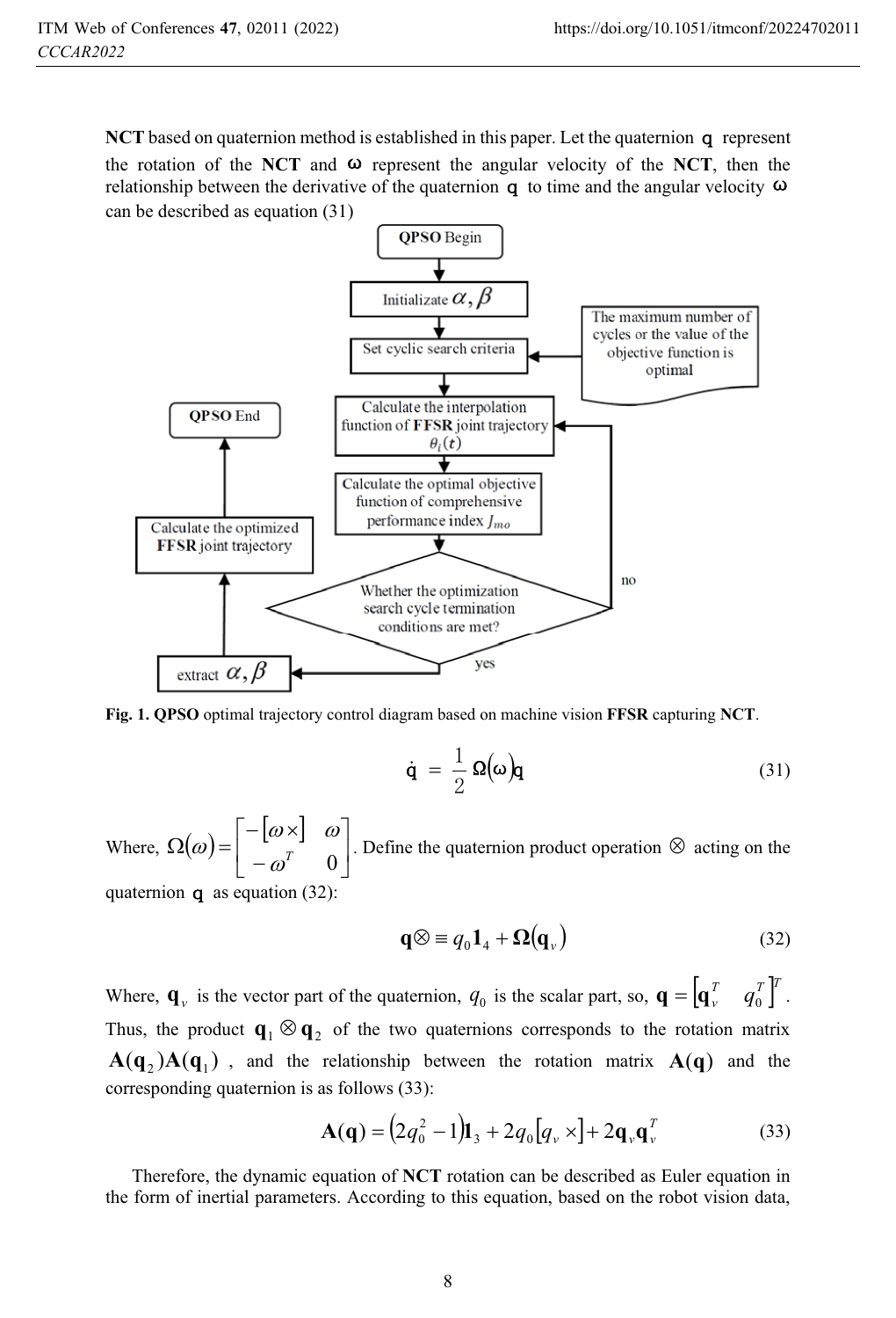**NCT** based on quaternion method is established in this paper. Let the quaternion $\mathbf{q}$ represent the rotation of the **NCT** and $\boldsymbol{\omega}$ represent the angular velocity of the **NCT**, then the relationship between the derivative of the quaternion $\mathbf{q}$ to time and the angular velocity $\boldsymbol{\omega}$ can be described as equation (31)

**Fig. 1. QPSO** optimal trajectory control diagram based on machine vision **FFSR** capturing **NCT**.

$$\dot{\mathbf{q}} = \frac{1}{2}\Omega(\boldsymbol{\omega})\mathbf{q} \tag{31}$$

Where, $\Omega(\omega)=\begin{bmatrix} -[\omega\times] & \omega \\ -\omega^T & 0 \end{bmatrix}$. Define the quaternion product operation $\otimes$ acting on the quaternion $\mathbf{q}$ as equation (32):

$$\mathbf{q}\otimes \equiv q_0\mathbf{1}_4 + \boldsymbol{\Omega}(\mathbf{q}_v) \tag{32}$$

Where, $\mathbf{q}_v$ is the vector part of the quaternion, $q_0$ is the scalar part, so, $\mathbf{q} = \begin{bmatrix}\mathbf{q}_v^T & q_0^T\end{bmatrix}^T$. Thus, the product $\mathbf{q}_1 \otimes \mathbf{q}_2$ of the two quaternions corresponds to the rotation matrix $\mathbf{A}(\mathbf{q}_2)\mathbf{A}(\mathbf{q}_1)$, and the relationship between the rotation matrix $\mathbf{A}(\mathbf{q})$ and the corresponding quaternion is as follows (33):

$$\mathbf{A}(\mathbf{q}) = (2q_0^2 - 1)\mathbf{1}_3 + 2q_0[q_v\times] + 2\mathbf{q}_v\mathbf{q}_v^T \tag{33}$$

Therefore, the dynamic equation of **NCT** rotation can be described as Euler equation in the form of inertial parameters. According to this equation, based on the robot vision data,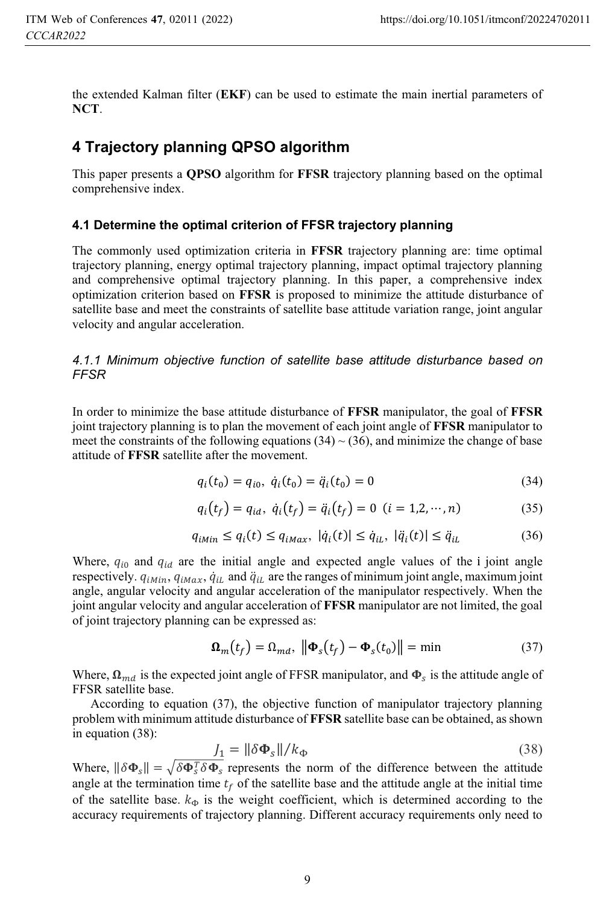the extended Kalman filter (**EKF**) can be used to estimate the main inertial parameters of **NCT**.

## 4 Trajectory planning QPSO algorithm

This paper presents a **QPSO** algorithm for **FFSR** trajectory planning based on the optimal comprehensive index.

### 4.1 Determine the optimal criterion of FFSR trajectory planning

The commonly used optimization criteria in **FFSR** trajectory planning are: time optimal trajectory planning, energy optimal trajectory planning, impact optimal trajectory planning and comprehensive optimal trajectory planning. In this paper, a comprehensive index optimization criterion based on **FFSR** is proposed to minimize the attitude disturbance of satellite base and meet the constraints of satellite base attitude variation range, joint angular velocity and angular acceleration.

#### *4.1.1 Minimum objective function of satellite base attitude disturbance based on FFSR*

In order to minimize the base attitude disturbance of **FFSR** manipulator, the goal of **FFSR** joint trajectory planning is to plan the movement of each joint angle of **FFSR** manipulator to meet the constraints of the following equations (34) ~ (36), and minimize the change of base attitude of **FFSR** satellite after the movement.

$$q_i(t_0) = q_{i0},\ \dot{q}_i(t_0) = \ddot{q}_i(t_0) = 0 \tag{34}$$

$$q_i(t_f) = q_{id},\ \dot{q}_i(t_f) = \ddot{q}_i(t_f) = 0\ \ (i = 1,2,\cdots,n) \tag{35}$$

$$q_{iMin} \le q_i(t) \le q_{iMax},\ |\dot{q}_i(t)| \le \dot{q}_{iL},\ |\ddot{q}_i(t)| \le \ddot{q}_{iL} \tag{36}$$

Where, $q_{i0}$ and $q_{id}$ are the initial angle and expected angle values of the i joint angle respectively. $q_{iMin}$, $q_{iMax}$, $\dot{q}_{iL}$ and $\ddot{q}_{iL}$ are the ranges of minimum joint angle, maximum joint angle, angular velocity and angular acceleration of the manipulator respectively. When the joint angular velocity and angular acceleration of **FFSR** manipulator are not limited, the goal of joint trajectory planning can be expressed as:

$$\mathbf{\Omega}_m(t_f) = \Omega_{md},\ \|\mathbf{\Phi}_s(t_f) - \mathbf{\Phi}_s(t_0)\| = \min \tag{37}$$

Where, $\mathbf{\Omega}_{md}$ is the expected joint angle of FFSR manipulator, and $\mathbf{\Phi}_s$ is the attitude angle of FFSR satellite base.

According to equation (37), the objective function of manipulator trajectory planning problem with minimum attitude disturbance of **FFSR** satellite base can be obtained, as shown in equation (38):

$$J_1 = \|\delta\mathbf{\Phi}_s\|/k_\Phi \tag{38}$$

Where, $\|\delta\mathbf{\Phi}_s\| = \sqrt{\delta\mathbf{\Phi}_s^T\delta\mathbf{\Phi}_s}$ represents the norm of the difference between the attitude angle at the termination time $t_f$ of the satellite base and the attitude angle at the initial time of the satellite base. $k_\Phi$ is the weight coefficient, which is determined according to the accuracy requirements of trajectory planning. Different accuracy requirements only need to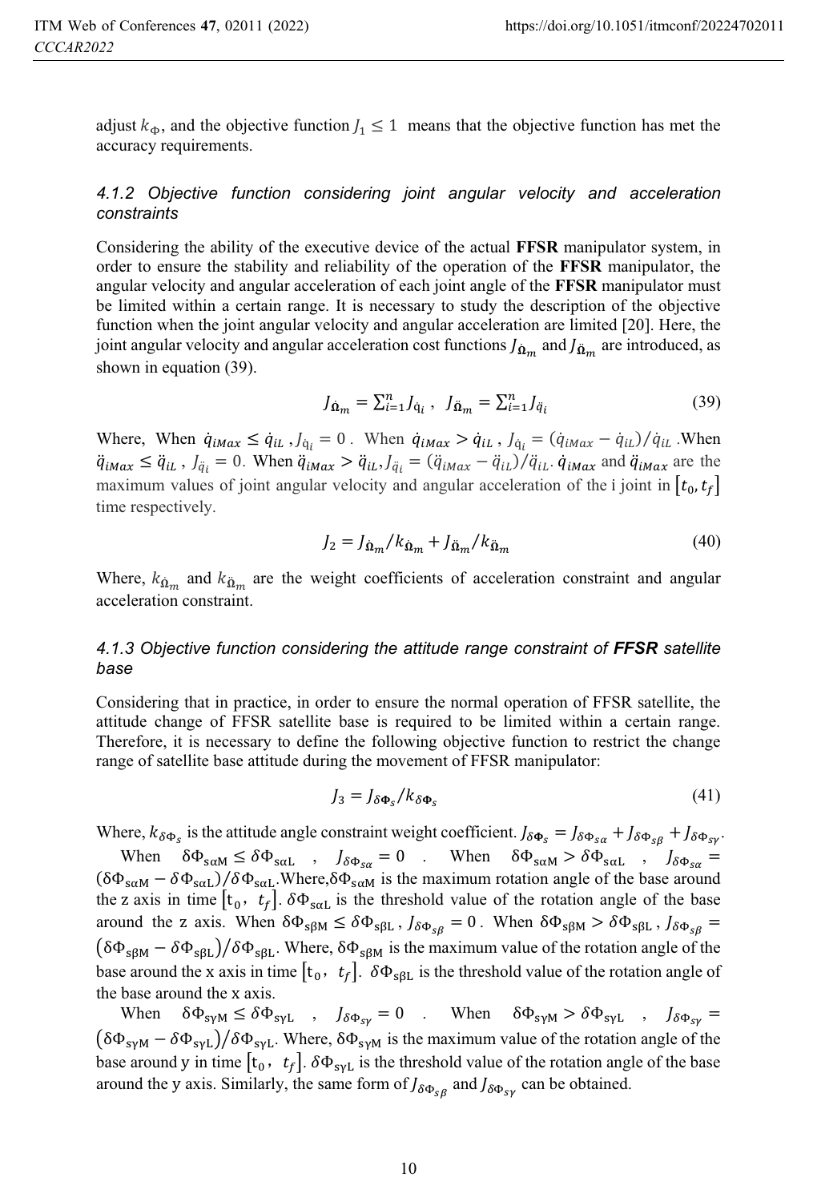adjust $k_{\Phi}$, and the objective function $J_1 \leq 1$ means that the objective function has met the accuracy requirements.

### *4.1.2 Objective function considering joint angular velocity and acceleration constraints*

Considering the ability of the executive device of the actual **FFSR** manipulator system, in order to ensure the stability and reliability of the operation of the **FFSR** manipulator, the angular velocity and angular acceleration of each joint angle of the **FFSR** manipulator must be limited within a certain range. It is necessary to study the description of the objective function when the joint angular velocity and angular acceleration are limited [20]. Here, the joint angular velocity and angular acceleration cost functions $J_{\dot{\boldsymbol{\Omega}}_m}$ and $J_{\ddot{\boldsymbol{\Omega}}_m}$ are introduced, as shown in equation (39).

$$J_{\dot{\boldsymbol{\Omega}}_m} = \sum_{i=1}^{n} J_{\dot{q}_i}\ , \ \ J_{\ddot{\boldsymbol{\Omega}}_m} = \sum_{i=1}^{n} J_{\ddot{q}_i} \tag{39}$$

Where, When $\dot{q}_{iMax} \leq \dot{q}_{iL}$ , $J_{\dot{q}_i} = 0$ . When $\dot{q}_{iMax} > \dot{q}_{iL}$ , $J_{\dot{q}_i} = (\dot{q}_{iMax} - \dot{q}_{iL})/\dot{q}_{iL}$ .When $\ddot{q}_{iMax} \leq \ddot{q}_{iL}$ , $J_{\ddot{q}_i} = 0$. When $\ddot{q}_{iMax} > \ddot{q}_{iL}$,$J_{\ddot{q}_i} = (\ddot{q}_{iMax} - \ddot{q}_{iL})/\ddot{q}_{iL}$. $\dot{q}_{iMax}$ and $\ddot{q}_{iMax}$ are the maximum values of joint angular velocity and angular acceleration of the i joint in $[t_0, t_f]$ time respectively.

$$J_2 = J_{\dot{\boldsymbol{\Omega}}_m}/k_{\dot{\boldsymbol{\Omega}}_m} + J_{\ddot{\boldsymbol{\Omega}}_m}/k_{\ddot{\boldsymbol{\Omega}}_m} \tag{40}$$

Where, $k_{\dot{\Omega}_m}$ and $k_{\ddot{\Omega}_m}$ are the weight coefficients of acceleration constraint and angular acceleration constraint.

### *4.1.3 Objective function considering the attitude range constraint of* ***FFSR*** *satellite base*

Considering that in practice, in order to ensure the normal operation of FFSR satellite, the attitude change of FFSR satellite base is required to be limited within a certain range. Therefore, it is necessary to define the following objective function to restrict the change range of satellite base attitude during the movement of FFSR manipulator:

$$J_3 = J_{\delta\boldsymbol{\Phi}_s}/k_{\delta\boldsymbol{\Phi}_s} \tag{41}$$

Where, $k_{\delta\Phi_s}$ is the attitude angle constraint weight coefficient. $J_{\delta\boldsymbol{\Phi}_s} = J_{\delta\Phi_{s\alpha}} + J_{\delta\Phi_{s\beta}} + J_{\delta\Phi_{s\gamma}}$.

When $\delta\Phi_{s\alpha M} \leq \delta\Phi_{s\alpha L}$ , $J_{\delta\Phi_{s\alpha}} = 0$ . When $\delta\Phi_{s\alpha M} > \delta\Phi_{s\alpha L}$ , $J_{\delta\Phi_{s\alpha}} = (\delta\Phi_{s\alpha M} - \delta\Phi_{s\alpha L})/\delta\Phi_{s\alpha L}$.Where,$\delta\Phi_{s\alpha M}$ is the maximum rotation angle of the base around the z axis in time $[t_0,\ t_f]$. $\delta\Phi_{s\alpha L}$ is the threshold value of the rotation angle of the base around the z axis. When $\delta\Phi_{s\beta M} \leq \delta\Phi_{s\beta L}$ , $J_{\delta\Phi_{s\beta}} = 0$ . When $\delta\Phi_{s\beta M} > \delta\Phi_{s\beta L}$ , $J_{\delta\Phi_{s\beta}} = (\delta\Phi_{s\beta M} - \delta\Phi_{s\beta L})/\delta\Phi_{s\beta L}$. Where, $\delta\Phi_{s\beta M}$ is the maximum value of the rotation angle of the base around the x axis in time $[t_0,\ t_f]$. $\delta\Phi_{s\beta L}$ is the threshold value of the rotation angle of the base around the x axis.

When $\delta\Phi_{s\gamma M} \leq \delta\Phi_{s\gamma L}$ , $J_{\delta\Phi_{s\gamma}} = 0$ . When $\delta\Phi_{s\gamma M} > \delta\Phi_{s\gamma L}$ , $J_{\delta\Phi_{s\gamma}} = (\delta\Phi_{s\gamma M} - \delta\Phi_{s\gamma L})/\delta\Phi_{s\gamma L}$. Where, $\delta\Phi_{s\gamma M}$ is the maximum value of the rotation angle of the base around y in time $[t_0,\ t_f]$. $\delta\Phi_{s\gamma L}$ is the threshold value of the rotation angle of the base around the y axis. Similarly, the same form of $J_{\delta\Phi_{s\beta}}$ and $J_{\delta\Phi_{s\gamma}}$ can be obtained.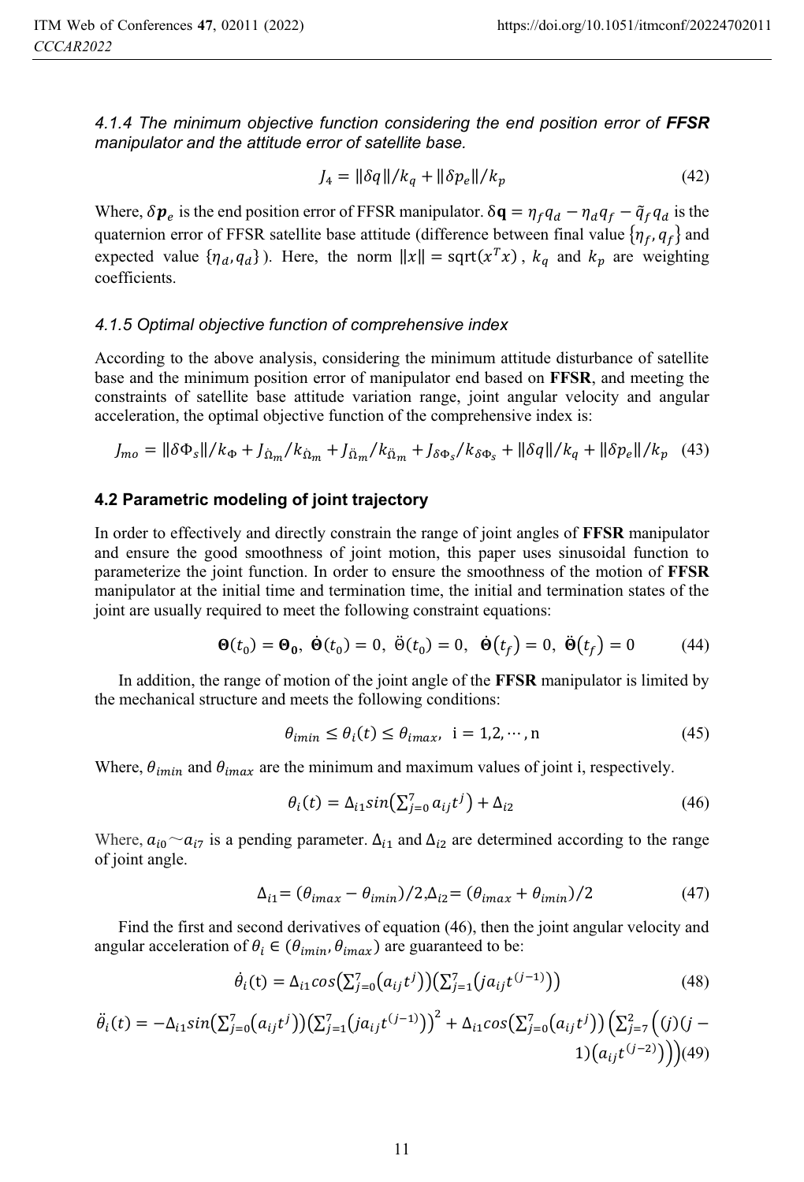*4.1.4 The minimum objective function considering the end position error of **FFSR** manipulator and the attitude error of satellite base.*

$$J_4 = \|\delta q\|/k_q + \|\delta p_e\|/k_p \tag{42}$$

Where, $\delta \boldsymbol{p}_e$ is the end position error of FFSR manipulator. $\delta \mathbf{q} = \eta_f q_d - \eta_d q_f - \tilde{q}_f q_d$ is the quaternion error of FFSR satellite base attitude (difference between final value $\{\eta_f, q_f\}$ and expected value $\{\eta_d, q_d\}$). Here, the norm $\|x\| = \text{sqrt}(x^T x)$, $k_q$ and $k_p$ are weighting coefficients.

*4.1.5 Optimal objective function of comprehensive index*

According to the above analysis, considering the minimum attitude disturbance of satellite base and the minimum position error of manipulator end based on **FFSR**, and meeting the constraints of satellite base attitude variation range, joint angular velocity and angular acceleration, the optimal objective function of the comprehensive index is:

$$J_{mo} = \|\delta \Phi_s\|/k_\Phi + J_{\dot{\Omega}_m}/k_{\dot{\Omega}_m} + J_{\ddot{\Omega}_m}/k_{\ddot{\Omega}_m} + J_{\delta\Phi_s}/k_{\delta\Phi_s} + \|\delta q\|/k_q + \|\delta p_e\|/k_p \tag{43}$$

### 4.2 Parametric modeling of joint trajectory

In order to effectively and directly constrain the range of joint angles of **FFSR** manipulator and ensure the good smoothness of joint motion, this paper uses sinusoidal function to parameterize the joint function. In order to ensure the smoothness of the motion of **FFSR** manipulator at the initial time and termination time, the initial and termination states of the joint are usually required to meet the following constraint equations:

$$\mathbf{\Theta}(t_0) = \mathbf{\Theta_0},\ \dot{\mathbf{\Theta}}(t_0) = 0,\ \ddot{\Theta}(t_0) = 0,\ \dot{\mathbf{\Theta}}(t_f) = 0,\ \ddot{\mathbf{\Theta}}(t_f) = 0 \tag{44}$$

In addition, the range of motion of the joint angle of the **FFSR** manipulator is limited by the mechanical structure and meets the following conditions:

$$\theta_{imin} \le \theta_i(t) \le \theta_{imax},\ \ \mathrm{i} = 1,2,\cdots,\mathrm{n} \tag{45}$$

Where, $\theta_{imin}$ and $\theta_{imax}$ are the minimum and maximum values of joint i, respectively.

$$\theta_i(t) = \Delta_{i1} sin\left(\textstyle\sum_{j=0}^{7} a_{ij} t^j\right) + \Delta_{i2} \tag{46}$$

Where, $a_{i0} \sim a_{i7}$ is a pending parameter. $\Delta_{i1}$ and $\Delta_{i2}$ are determined according to the range of joint angle.

$$\Delta_{i1} = (\theta_{imax} - \theta_{imin})/2, \Delta_{i2} = (\theta_{imax} + \theta_{imin})/2 \tag{47}$$

Find the first and second derivatives of equation (46), then the joint angular velocity and angular acceleration of $\theta_i \in (\theta_{imin}, \theta_{imax})$ are guaranteed to be:

$$\dot{\theta}_i(\mathrm{t}) = \Delta_{i1} cos\left(\textstyle\sum_{j=0}^{7}\left(a_{ij} t^j\right)\right)\left(\textstyle\sum_{j=1}^{7}\left(j a_{ij} t^{(j-1)}\right)\right) \tag{48}$$

$$\ddot{\theta}_i(t) = -\Delta_{i1} sin\left(\textstyle\sum_{j=0}^{7}\left(a_{ij} t^j\right)\right)\left(\textstyle\sum_{j=1}^{7}\left(j a_{ij} t^{(j-1)}\right)\right)^2 + \Delta_{i1} cos\left(\textstyle\sum_{j=0}^{7}\left(a_{ij} t^j\right)\right)\left(\textstyle\sum_{j=7}^{2}\left((j)(j-1)\left(a_{ij} t^{(j-2)}\right)\right)\right) \tag{49}$$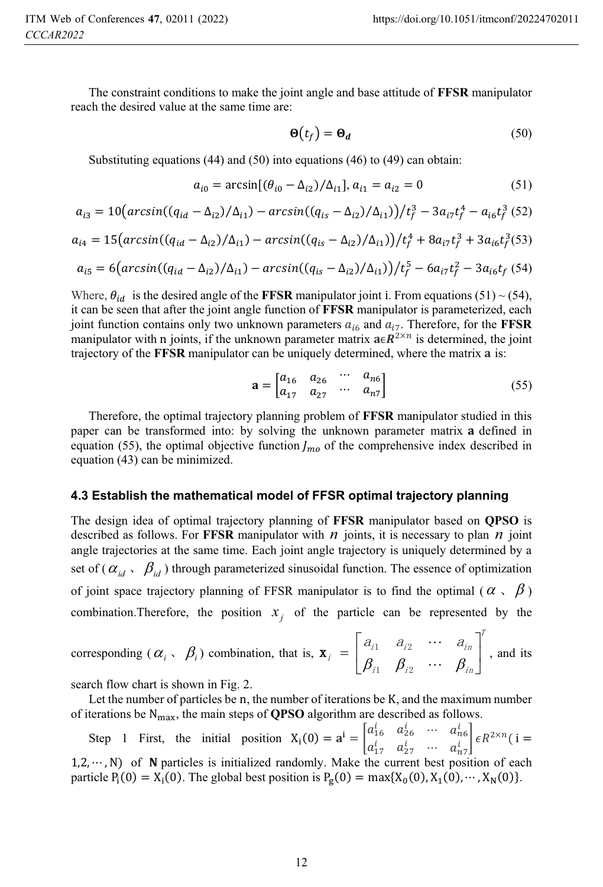The constraint conditions to make the joint angle and base attitude of **FFSR** manipulator reach the desired value at the same time are:

$$\boldsymbol{\Theta}(t_f) = \boldsymbol{\Theta_d} \tag{50}$$

Substituting equations (44) and (50) into equations (46) to (49) can obtain:

$$a_{i0} = \arcsin[(\theta_{i0} - \Delta_{i2})/\Delta_{i1}],\ a_{i1} = a_{i2} = 0 \tag{51}$$

$$a_{i3} = 10\left(arcsin((q_{id} - \Delta_{i2})/\Delta_{i1}) - arcsin((q_{is} - \Delta_{i2})/\Delta_{i1})\right)/t_f^3 - 3a_{i7}t_f^4 - a_{i6}t_f^3 \tag{52}$$

$$a_{i4} = 15\left(arcsin((q_{id} - \Delta_{i2})/\Delta_{i1}) - arcsin((q_{is} - \Delta_{i2})/\Delta_{i1})\right)/t_f^4 + 8a_{i7}t_f^3 + 3a_{i6}t_f^3 \tag{53}$$

$$a_{i5} = 6\left(arcsin((q_{id} - \Delta_{i2})/\Delta_{i1}) - arcsin((q_{is} - \Delta_{i2})/\Delta_{i1})\right)/t_f^5 - 6a_{i7}t_f^2 - 3a_{i6}t_f \tag{54}$$

Where, $\theta_{id}$ is the desired angle of the **FFSR** manipulator joint i. From equations (51) ~ (54), it can be seen that after the joint angle function of **FFSR** manipulator is parameterized, each joint function contains only two unknown parameters $a_{i6}$ and $a_{i7}$. Therefore, for the **FFSR** manipulator with n joints, if the unknown parameter matrix $\mathbf{a} \epsilon \boldsymbol{R}^{2\times n}$ is determined, the joint trajectory of the **FFSR** manipulator can be uniquely determined, where the matrix **a** is:

$$\mathbf{a} = \begin{bmatrix} a_{16} & a_{26} & \cdots & a_{n6} \\ a_{17} & a_{27} & \cdots & a_{n7} \end{bmatrix} \tag{55}$$

Therefore, the optimal trajectory planning problem of **FFSR** manipulator studied in this paper can be transformed into: by solving the unknown parameter matrix **a** defined in equation (55), the optimal objective function $J_{mo}$ of the comprehensive index described in equation (43) can be minimized.

### 4.3 Establish the mathematical model of FFSR optimal trajectory planning

The design idea of optimal trajectory planning of **FFSR** manipulator based on **QPSO** is described as follows. For **FFSR** manipulator with $n$ joints, it is necessary to plan $n$ joint angle trajectories at the same time. Each joint angle trajectory is uniquely determined by a set of ( $\alpha_{id}$ 、 $\beta_{id}$ ) through parameterized sinusoidal function. The essence of optimization of joint space trajectory planning of FFSR manipulator is to find the optimal ( $\alpha$ 、 $\beta$ ) combination.Therefore, the position $x_j$ of the particle can be represented by the corresponding ( $\alpha_i$ 、 $\beta_i$ ) combination, that is, $\mathbf{x}_i = \begin{bmatrix} a_{i1} & a_{i2} & \cdots & a_{in} \\ \beta_{i1} & \beta_{i2} & \cdots & \beta_{in} \end{bmatrix}^T$, and its search flow chart is shown in Fig. 2.

Let the number of particles be n, the number of iterations be K, and the maximum number of iterations be $\mathrm{N_{max}}$, the main steps of **QPSO** algorithm are described as follows.

Step 1 First, the initial position $\mathrm{X_i}(0) = \mathbf{a^i} = \begin{bmatrix} a_{16}^i & a_{26}^i & \cdots & a_{n6}^i \\ a_{17}^i & a_{27}^i & \cdots & a_{n7}^i \end{bmatrix} \epsilon R^{2\times n}$( $\mathrm{i} = 1,2,\cdots,\mathrm{N}$) of **N** particles is initialized randomly. Make the current best position of each particle $\mathrm{P_i}(0) = \mathrm{X_i}(0)$. The global best position is $\mathrm{P_g}(0) = \max\{\mathrm{X_0}(0), \mathrm{X_1}(0), \cdots, \mathrm{X_N}(0)\}$.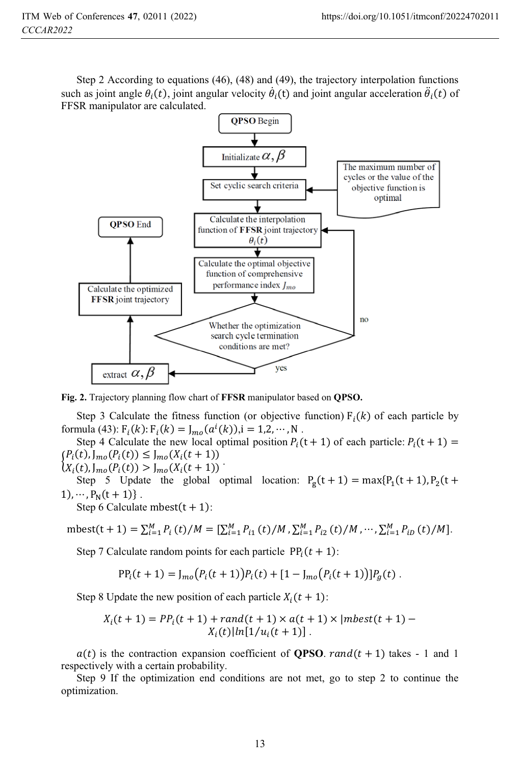Step 2 According to equations (46), (48) and (49), the trajectory interpolation functions such as joint angle $\theta_i(t)$, joint angular velocity $\dot{\theta}_i(t)$ and joint angular acceleration $\ddot{\theta}_i(t)$ of FFSR manipulator are calculated.

**Fig. 2.** Trajectory planning flow chart of **FFSR** manipulator based on **QPSO.**

Step 3 Calculate the fitness function (or objective function) $F_i(k)$ of each particle by formula (43): $F_i(k)$: $F_i(k) = J_{mo}(a^i(k))$, $i = 1,2,\cdots,N$ .

Step 4 Calculate the new local optimal position $P_i(t+1)$ of each particle: $P_i(t+1) = \begin{cases} P_i(t), J_{mo}(P_i(t)) \leq J_{mo}(X_i(t+1)) \\ X_i(t), J_{mo}(P_i(t)) > J_{mo}(X_i(t+1)) \end{cases}$.

Step 5 Update the global optimal location: $P_g(t+1) = \max\{P_1(t+1), P_2(t+1), \cdots, P_N(t+1)\}$ .

Step 6 Calculate $\text{mbest}(t+1)$:

$$\text{mbest}(t+1) = \sum_{i=1}^{M} P_i(t)/M = [\sum_{i=1}^{M} P_{i1}(t)/M, \sum_{i=1}^{M} P_{i2}(t)/M, \cdots, \sum_{i=1}^{M} P_{iD}(t)/M].$$

Step 7 Calculate random points for each particle $PP_i(t+1)$:

$$PP_i(t+1) = J_{mo}(P_i(t+1))P_i(t) + [1 - J_{mo}(P_i(t+1))]P_g(t) .$$

Step 8 Update the new position of each particle $X_i(t+1)$:

$$X_i(t+1) = PP_i(t+1) + rand(t+1) \times a(t+1) \times |mbest(t+1) - X_i(t)| ln[1/u_i(t+1)] .$$

$a(t)$ is the contraction expansion coefficient of **QPSO**. $rand(t+1)$ takes - 1 and 1 respectively with a certain probability.

Step 9 If the optimization end conditions are not met, go to step 2 to continue the optimization.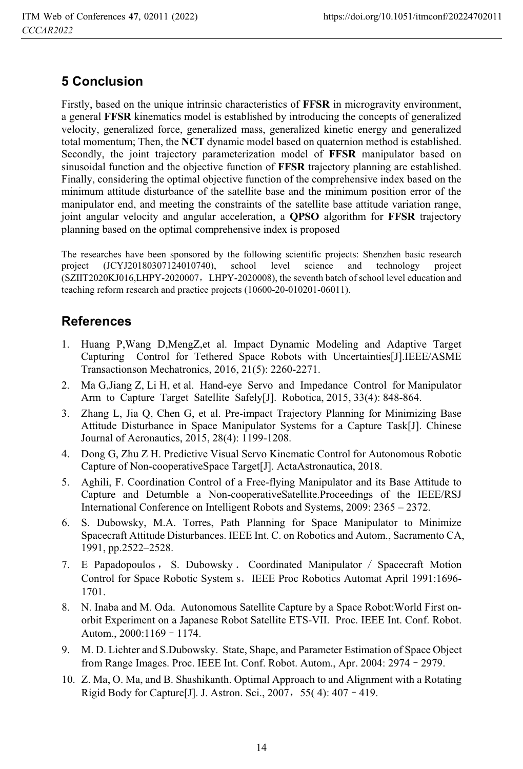## 5 Conclusion

Firstly, based on the unique intrinsic characteristics of **FFSR** in microgravity environment, a general **FFSR** kinematics model is established by introducing the concepts of generalized velocity, generalized force, generalized mass, generalized kinetic energy and generalized total momentum; Then, the **NCT** dynamic model based on quaternion method is established. Secondly, the joint trajectory parameterization model of **FFSR** manipulator based on sinusoidal function and the objective function of **FFSR** trajectory planning are established. Finally, considering the optimal objective function of the comprehensive index based on the minimum attitude disturbance of the satellite base and the minimum position error of the manipulator end, and meeting the constraints of the satellite base attitude variation range, joint angular velocity and angular acceleration, a **QPSO** algorithm for **FFSR** trajectory planning based on the optimal comprehensive index is proposed

The researches have been sponsored by the following scientific projects: Shenzhen basic research project (JCYJ20180307124010740), school level science and technology project (SZIIT2020KJ016,LHPY-2020007，LHPY-2020008), the seventh batch of school level education and teaching reform research and practice projects (10600-20-010201-06011).

## References

1. Huang P,Wang D,MengZ,et al. Impact Dynamic Modeling and Adaptive Target Capturing Control for Tethered Space Robots with Uncertainties[J].IEEE/ASME Transactionson Mechatronics, 2016, 21(5): 2260-2271.
2. Ma G,Jiang Z, Li H, et al. Hand-eye Servo and Impedance Control for Manipulator Arm to Capture Target Satellite Safely[J]. Robotica, 2015, 33(4): 848-864.
3. Zhang L, Jia Q, Chen G, et al. Pre-impact Trajectory Planning for Minimizing Base Attitude Disturbance in Space Manipulator Systems for a Capture Task[J]. Chinese Journal of Aeronautics, 2015, 28(4): 1199-1208.
4. Dong G, Zhu Z H. Predictive Visual Servo Kinematic Control for Autonomous Robotic Capture of Non-cooperativeSpace Target[J]. ActaAstronautica, 2018.
5. Aghili, F. Coordination Control of a Free-flying Manipulator and its Base Attitude to Capture and Detumble a Non-cooperativeSatellite.Proceedings of the IEEE/RSJ International Conference on Intelligent Robots and Systems, 2009: 2365 – 2372.
6. S. Dubowsky, M.A. Torres, Path Planning for Space Manipulator to Minimize Spacecraft Attitude Disturbances. IEEE Int. C. on Robotics and Autom., Sacramento CA, 1991, pp.2522–2528.
7. E Papadopoulos，S. Dubowsky． Coordinated Manipulator / Spacecraft Motion Control for Space Robotic System s．IEEE Proc Robotics Automat April 1991:1696-1701.
8. N. Inaba and M. Oda. Autonomous Satellite Capture by a Space Robot:World First on-orbit Experiment on a Japanese Robot Satellite ETS-VII. Proc. IEEE Int. Conf. Robot. Autom., 2000:1169 – 1174.
9. M. D. Lichter and S.Dubowsky. State, Shape, and Parameter Estimation of Space Object from Range Images. Proc. IEEE Int. Conf. Robot. Autom., Apr. 2004: 2974 – 2979.
10. Z. Ma, O. Ma, and B. Shashikanth. Optimal Approach to and Alignment with a Rotating Rigid Body for Capture[J]. J. Astron. Sci., 2007，55( 4): 407 – 419.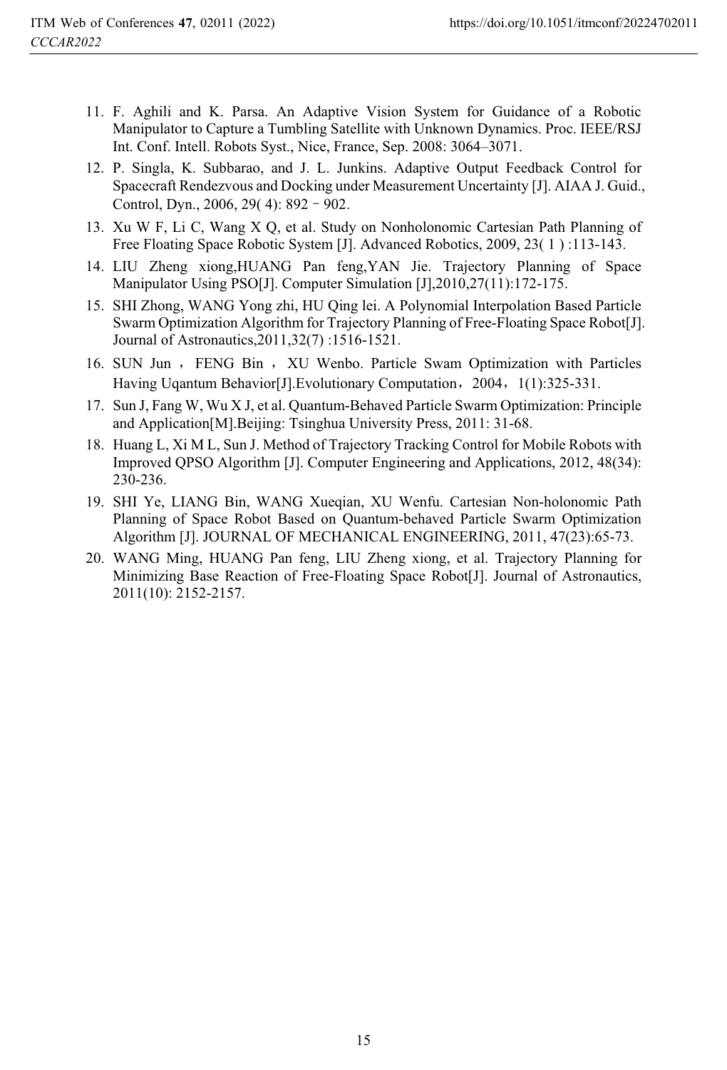11. F. Aghili and K. Parsa. An Adaptive Vision System for Guidance of a Robotic Manipulator to Capture a Tumbling Satellite with Unknown Dynamics. Proc. IEEE/RSJ Int. Conf. Intell. Robots Syst., Nice, France, Sep. 2008: 3064–3071.
12. P. Singla, K. Subbarao, and J. L. Junkins. Adaptive Output Feedback Control for Spacecraft Rendezvous and Docking under Measurement Uncertainty [J]. AIAA J. Guid., Control, Dyn., 2006, 29( 4): 892 – 902.
13. Xu W F, Li C, Wang X Q, et al. Study on Nonholonomic Cartesian Path Planning of Free Floating Space Robotic System [J]. Advanced Robotics, 2009, 23( 1 ) :113-143.
14. LIU Zheng xiong,HUANG Pan feng,YAN Jie. Trajectory Planning of Space Manipulator Using PSO[J]. Computer Simulation [J],2010,27(11):172-175.
15. SHI Zhong, WANG Yong zhi, HU Qing lei. A Polynomial Interpolation Based Particle Swarm Optimization Algorithm for Trajectory Planning of Free-Floating Space Robot[J]. Journal of Astronautics,2011,32(7) :1516-1521.
16. SUN Jun ， FENG Bin ， XU Wenbo. Particle Swam Optimization with Particles Having Uqantum Behavior[J].Evolutionary Computation，2004，1(1):325-331.
17. Sun J, Fang W, Wu X J, et al. Quantum-Behaved Particle Swarm Optimization: Principle and Application[M].Beijing: Tsinghua University Press, 2011: 31-68.
18. Huang L, Xi M L, Sun J. Method of Trajectory Tracking Control for Mobile Robots with Improved QPSO Algorithm [J]. Computer Engineering and Applications, 2012, 48(34): 230-236.
19. SHI Ye, LIANG Bin, WANG Xueqian, XU Wenfu. Cartesian Non-holonomic Path Planning of Space Robot Based on Quantum-behaved Particle Swarm Optimization Algorithm [J]. JOURNAL OF MECHANICAL ENGINEERING, 2011, 47(23):65-73.
20. WANG Ming, HUANG Pan feng, LIU Zheng xiong, et al. Trajectory Planning for Minimizing Base Reaction of Free-Floating Space Robot[J]. Journal of Astronautics, 2011(10): 2152-2157.